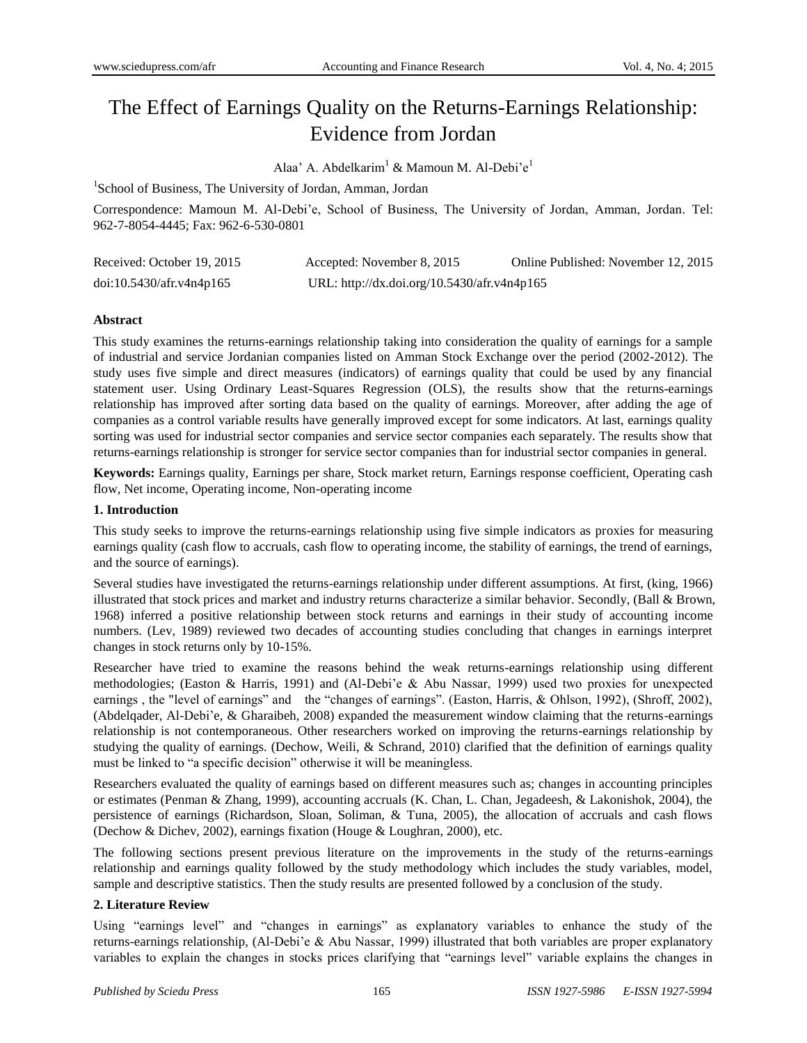# The Effect of Earnings Quality on the Returns-Earnings Relationship: Evidence from Jordan

Alaa' A. Abdelkarim[1] & Mamoun M. Al-Debi'e[1]

[1]School of Business, The University of Jordan, Amman, Jordan

Correspondence: Mamoun M. Al-Debi'e, School of Business, The University of Jordan, Amman, Jordan. Tel: 962-7-8054-4445; Fax: 962-6-530-0801

| Received: October 19, 2015 | Accepted: November 8, 2015 | Online Published: November 12, 2015 |
|---|---|---|
| doi:10.5430/afr.v4n4p165 | URL: http://dx.doi.org/10.5430/afr.v4n4p165 | |

**Abstract**

This study examines the returns-earnings relationship taking into consideration the quality of earnings for a sample of industrial and service Jordanian companies listed on Amman Stock Exchange over the period (2002-2012). The study uses five simple and direct measures (indicators) of earnings quality that could be used by any financial statement user. Using Ordinary Least-Squares Regression (OLS), the results show that the returns-earnings relationship has improved after sorting data based on the quality of earnings. Moreover, after adding the age of companies as a control variable results have generally improved except for some indicators. At last, earnings quality sorting was used for industrial sector companies and service sector companies each separately. The results show that returns-earnings relationship is stronger for service sector companies than for industrial sector companies in general.

**Keywords:** Earnings quality, Earnings per share, Stock market return, Earnings response coefficient, Operating cash flow, Net income, Operating income, Non-operating income

## 1. Introduction

This study seeks to improve the returns-earnings relationship using five simple indicators as proxies for measuring earnings quality (cash flow to accruals, cash flow to operating income, the stability of earnings, the trend of earnings, and the source of earnings).

Several studies have investigated the returns-earnings relationship under different assumptions. At first, (king, 1966) illustrated that stock prices and market and industry returns characterize a similar behavior. Secondly, (Ball & Brown, 1968) inferred a positive relationship between stock returns and earnings in their study of accounting income numbers. (Lev, 1989) reviewed two decades of accounting studies concluding that changes in earnings interpret changes in stock returns only by 10-15%.

Researcher have tried to examine the reasons behind the weak returns-earnings relationship using different methodologies; (Easton & Harris, 1991) and (Al-Debi'e & Abu Nassar, 1999) used two proxies for unexpected earnings , the "level of earnings" and the "changes of earnings". (Easton, Harris, & Ohlson, 1992), (Shroff, 2002), (Abdelqader, Al-Debi'e, & Gharaibeh, 2008) expanded the measurement window claiming that the returns-earnings relationship is not contemporaneous. Other researchers worked on improving the returns-earnings relationship by studying the quality of earnings. (Dechow, Weili, & Schrand, 2010) clarified that the definition of earnings quality must be linked to "a specific decision" otherwise it will be meaningless.

Researchers evaluated the quality of earnings based on different measures such as; changes in accounting principles or estimates (Penman & Zhang, 1999), accounting accruals (K. Chan, L. Chan, Jegadeesh, & Lakonishok, 2004), the persistence of earnings (Richardson, Sloan, Soliman, & Tuna, 2005), the allocation of accruals and cash flows (Dechow & Dichev, 2002), earnings fixation (Houge & Loughran, 2000), etc.

The following sections present previous literature on the improvements in the study of the returns-earnings relationship and earnings quality followed by the study methodology which includes the study variables, model, sample and descriptive statistics. Then the study results are presented followed by a conclusion of the study.

## 2. Literature Review

Using "earnings level" and "changes in earnings" as explanatory variables to enhance the study of the returns-earnings relationship, (Al-Debi'e & Abu Nassar, 1999) illustrated that both variables are proper explanatory variables to explain the changes in stocks prices clarifying that "earnings level" variable explains the changes in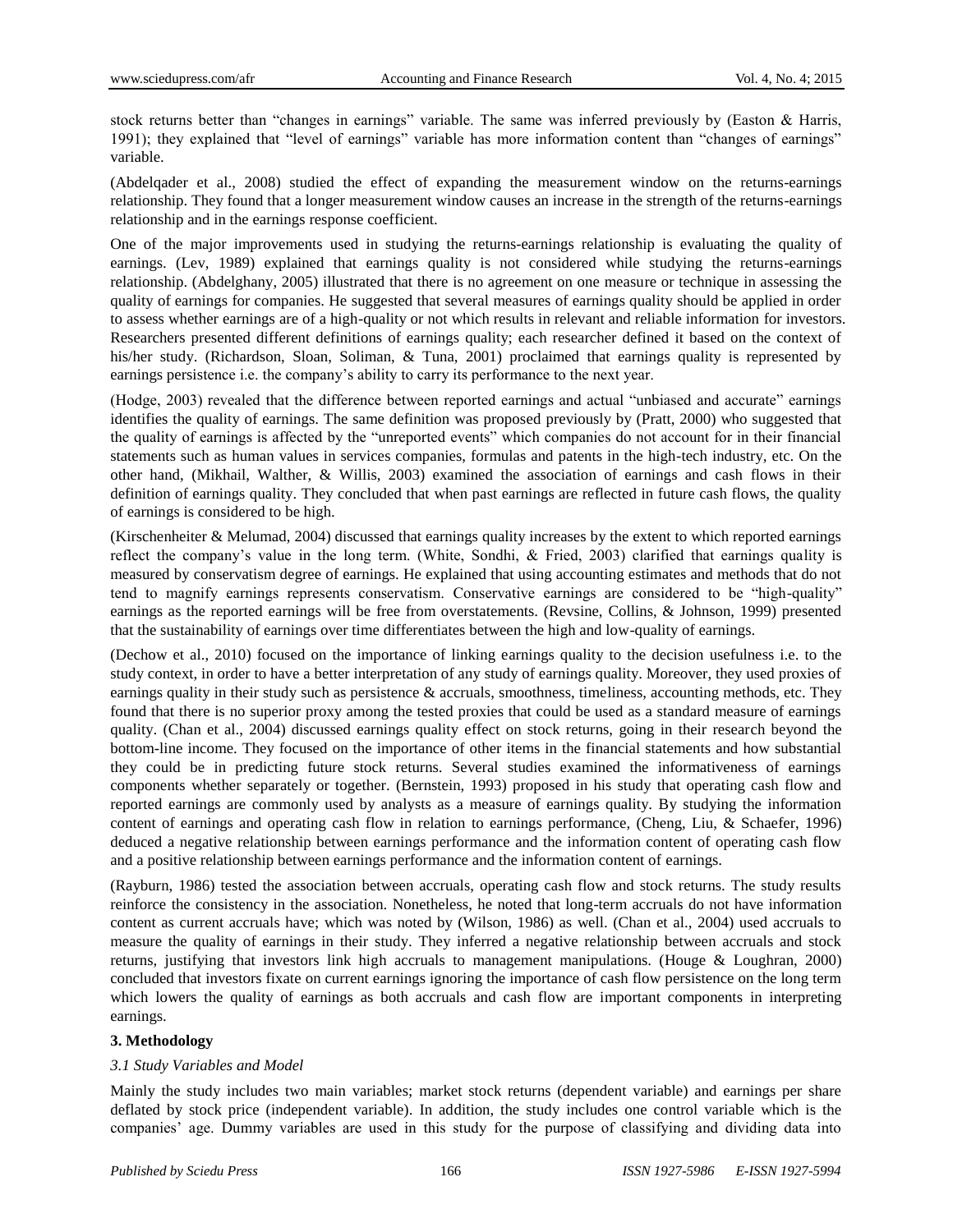stock returns better than "changes in earnings" variable. The same was inferred previously by (Easton & Harris, 1991); they explained that "level of earnings" variable has more information content than "changes of earnings" variable.

(Abdelqader et al., 2008) studied the effect of expanding the measurement window on the returns-earnings relationship. They found that a longer measurement window causes an increase in the strength of the returns-earnings relationship and in the earnings response coefficient.

One of the major improvements used in studying the returns-earnings relationship is evaluating the quality of earnings. (Lev, 1989) explained that earnings quality is not considered while studying the returns-earnings relationship. (Abdelghany, 2005) illustrated that there is no agreement on one measure or technique in assessing the quality of earnings for companies. He suggested that several measures of earnings quality should be applied in order to assess whether earnings are of a high-quality or not which results in relevant and reliable information for investors. Researchers presented different definitions of earnings quality; each researcher defined it based on the context of his/her study. (Richardson, Sloan, Soliman, & Tuna, 2001) proclaimed that earnings quality is represented by earnings persistence i.e. the company's ability to carry its performance to the next year.

(Hodge, 2003) revealed that the difference between reported earnings and actual "unbiased and accurate" earnings identifies the quality of earnings. The same definition was proposed previously by (Pratt, 2000) who suggested that the quality of earnings is affected by the "unreported events" which companies do not account for in their financial statements such as human values in services companies, formulas and patents in the high-tech industry, etc. On the other hand, (Mikhail, Walther, & Willis, 2003) examined the association of earnings and cash flows in their definition of earnings quality. They concluded that when past earnings are reflected in future cash flows, the quality of earnings is considered to be high.

(Kirschenheiter & Melumad, 2004) discussed that earnings quality increases by the extent to which reported earnings reflect the company's value in the long term. (White, Sondhi, & Fried, 2003) clarified that earnings quality is measured by conservatism degree of earnings. He explained that using accounting estimates and methods that do not tend to magnify earnings represents conservatism. Conservative earnings are considered to be "high-quality" earnings as the reported earnings will be free from overstatements. (Revsine, Collins, & Johnson, 1999) presented that the sustainability of earnings over time differentiates between the high and low-quality of earnings.

(Dechow et al., 2010) focused on the importance of linking earnings quality to the decision usefulness i.e. to the study context, in order to have a better interpretation of any study of earnings quality. Moreover, they used proxies of earnings quality in their study such as persistence & accruals, smoothness, timeliness, accounting methods, etc. They found that there is no superior proxy among the tested proxies that could be used as a standard measure of earnings quality. (Chan et al., 2004) discussed earnings quality effect on stock returns, going in their research beyond the bottom-line income. They focused on the importance of other items in the financial statements and how substantial they could be in predicting future stock returns. Several studies examined the informativeness of earnings components whether separately or together. (Bernstein, 1993) proposed in his study that operating cash flow and reported earnings are commonly used by analysts as a measure of earnings quality. By studying the information content of earnings and operating cash flow in relation to earnings performance, (Cheng, Liu, & Schaefer, 1996) deduced a negative relationship between earnings performance and the information content of operating cash flow and a positive relationship between earnings performance and the information content of earnings.

(Rayburn, 1986) tested the association between accruals, operating cash flow and stock returns. The study results reinforce the consistency in the association. Nonetheless, he noted that long-term accruals do not have information content as current accruals have; which was noted by (Wilson, 1986) as well. (Chan et al., 2004) used accruals to measure the quality of earnings in their study. They inferred a negative relationship between accruals and stock returns, justifying that investors link high accruals to management manipulations. (Houge & Loughran, 2000) concluded that investors fixate on current earnings ignoring the importance of cash flow persistence on the long term which lowers the quality of earnings as both accruals and cash flow are important components in interpreting earnings.

## 3. Methodology

### *3.1 Study Variables and Model*

Mainly the study includes two main variables; market stock returns (dependent variable) and earnings per share deflated by stock price (independent variable). In addition, the study includes one control variable which is the companies' age. Dummy variables are used in this study for the purpose of classifying and dividing data into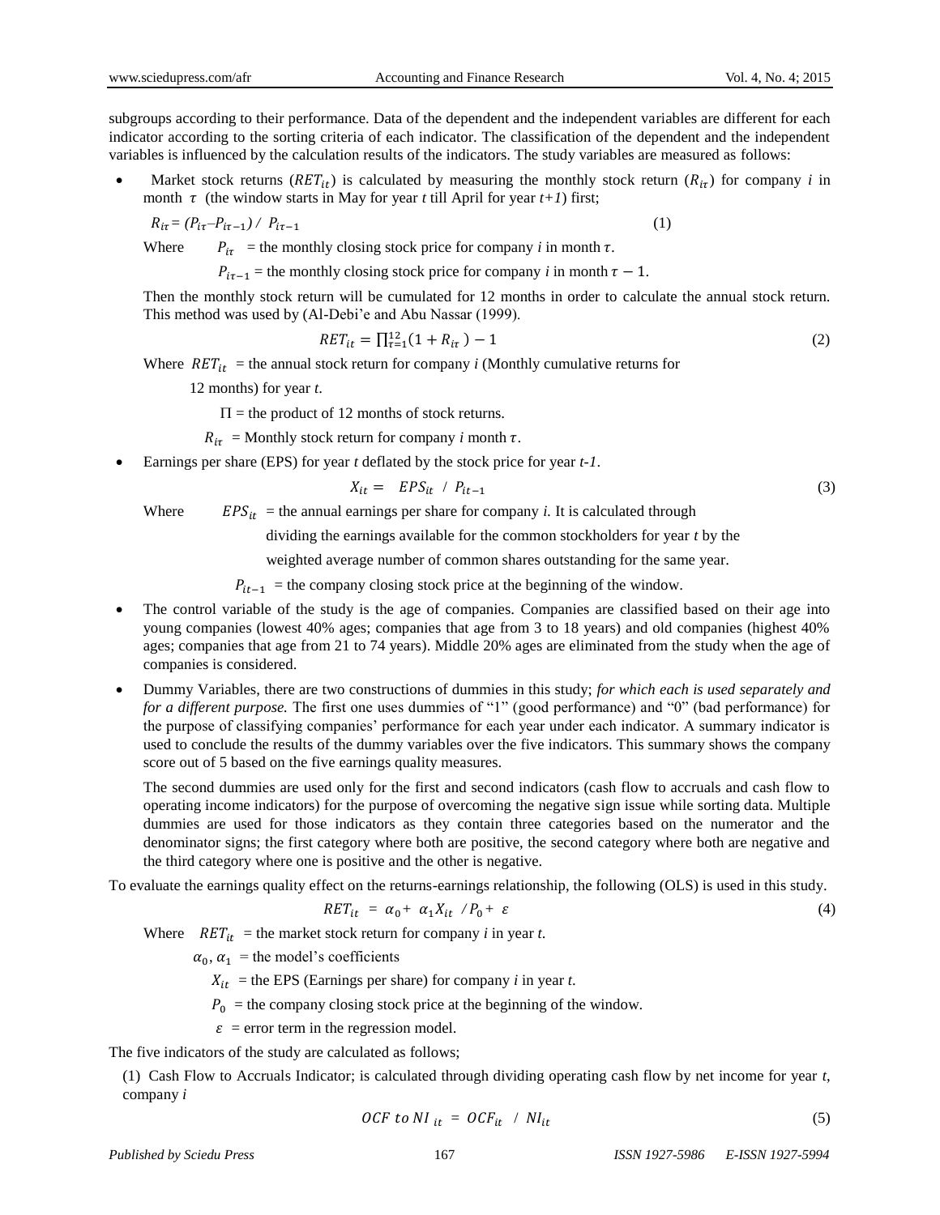subgroups according to their performance. Data of the dependent and the independent variables are different for each indicator according to the sorting criteria of each indicator. The classification of the dependent and the independent variables is influenced by the calculation results of the indicators. The study variables are measured as follows:

- Market stock returns ($RET_{it}$) is calculated by measuring the monthly stock return ($R_{i\tau}$) for company *i* in month $\tau$ (the window starts in May for year *t* till April for year *t+1*) first;

  $$R_{i\tau} = (P_{i\tau} - P_{i\tau-1}) / P_{i\tau-1} \quad (1)$$

  Where $P_{i\tau}$ = the monthly closing stock price for company *i* in month $\tau$.

  $P_{i\tau-1}$ = the monthly closing stock price for company *i* in month $\tau - 1$.

  Then the monthly stock return will be cumulated for 12 months in order to calculate the annual stock return. This method was used by (Al-Debi'e and Abu Nassar (1999).

  $$RET_{it} = \prod_{\tau=1}^{12}(1 + R_{i\tau}) - 1 \quad (2)$$

  Where $RET_{it}$ = the annual stock return for company *i* (Monthly cumulative returns for 12 months) for year *t*.

  $\Pi$ = the product of 12 months of stock returns.

  $R_{i\tau}$ = Monthly stock return for company *i* month $\tau$.

- Earnings per share (EPS) for year *t* deflated by the stock price for year *t-1*.

  $$X_{it} = EPS_{it} / P_{it-1} \quad (3)$$

  Where $EPS_{it}$ = the annual earnings per share for company *i.* It is calculated through dividing the earnings available for the common stockholders for year *t* by the weighted average number of common shares outstanding for the same year.

  $P_{it-1}$ = the company closing stock price at the beginning of the window.

- The control variable of the study is the age of companies. Companies are classified based on their age into young companies (lowest 40% ages; companies that age from 3 to 18 years) and old companies (highest 40% ages; companies that age from 21 to 74 years). Middle 20% ages are eliminated from the study when the age of companies is considered.

- Dummy Variables, there are two constructions of dummies in this study; *for which each is used separately and for a different purpose.* The first one uses dummies of "1" (good performance) and "0" (bad performance) for the purpose of classifying companies' performance for each year under each indicator. A summary indicator is used to conclude the results of the dummy variables over the five indicators. This summary shows the company score out of 5 based on the five earnings quality measures.

  The second dummies are used only for the first and second indicators (cash flow to accruals and cash flow to operating income indicators) for the purpose of overcoming the negative sign issue while sorting data. Multiple dummies are used for those indicators as they contain three categories based on the numerator and the denominator signs; the first category where both are positive, the second category where both are negative and the third category where one is positive and the other is negative.

To evaluate the earnings quality effect on the returns-earnings relationship, the following (OLS) is used in this study.

$$RET_{it} = \alpha_0 + \alpha_1 X_{it} / P_0 + \varepsilon \quad (4)$$

Where $RET_{it}$ = the market stock return for company *i* in year *t.*

$\alpha_0, \alpha_1$ = the model's coefficients

$X_{it}$ = the EPS (Earnings per share) for company *i* in year *t.*

$P_0$ = the company closing stock price at the beginning of the window.

$\varepsilon$ = error term in the regression model.

The five indicators of the study are calculated as follows;

(1) Cash Flow to Accruals Indicator; is calculated through dividing operating cash flow by net income for year *t*, company *i*

$$OCF\ to\ NI_{it} = OCF_{it} / NI_{it} \quad (5)$$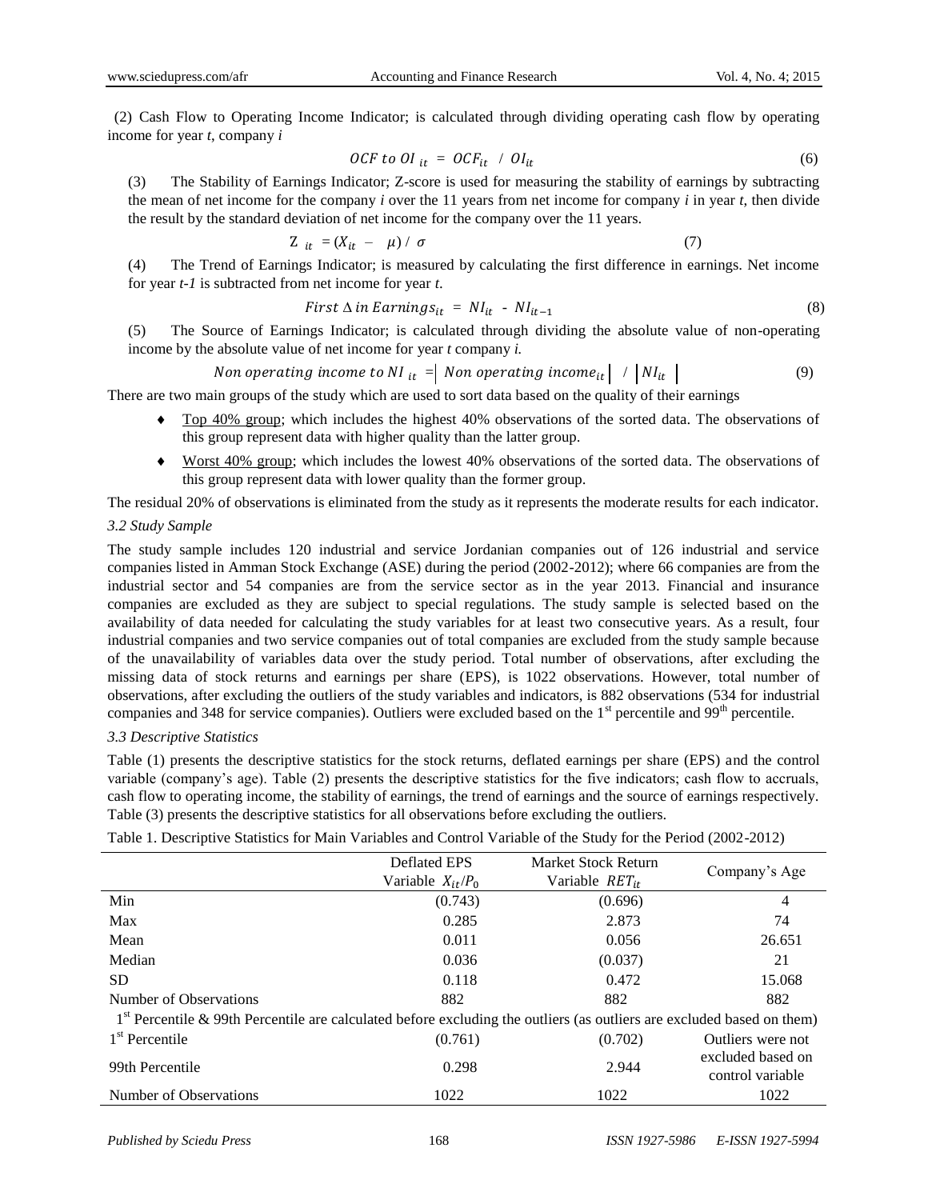(2) Cash Flow to Operating Income Indicator; is calculated through dividing operating cash flow by operating income for year *t*, company *i*

$$OCF\ to\ OI_{it} = OCF_{it}\ /\ OI_{it} \tag{6}$$

(3) The Stability of Earnings Indicator; Z-score is used for measuring the stability of earnings by subtracting the mean of net income for the company *i* over the 11 years from net income for company *i* in year *t*, then divide the result by the standard deviation of net income for the company over the 11 years.

$$Z_{it} = (X_{it} - \mu)\ /\ \sigma \tag{7}$$

(4) The Trend of Earnings Indicator; is measured by calculating the first difference in earnings. Net income for year *t-1* is subtracted from net income for year *t*.

$$First\ \Delta\ in\ Earnings_{it} = NI_{it} - NI_{it-1} \tag{8}$$

(5) The Source of Earnings Indicator; is calculated through dividing the absolute value of non-operating income by the absolute value of net income for year *t* company *i*.

$$Non\ operating\ income\ to\ NI_{it} = \left|\ Non\ operating\ income_{it}\right|\ /\ \left|NI_{it}\right| \tag{9}$$

There are two main groups of the study which are used to sort data based on the quality of their earnings

- Top 40% group; which includes the highest 40% observations of the sorted data. The observations of this group represent data with higher quality than the latter group.
- Worst 40% group; which includes the lowest 40% observations of the sorted data. The observations of this group represent data with lower quality than the former group.

The residual 20% of observations is eliminated from the study as it represents the moderate results for each indicator.

### *3.2 Study Sample*

The study sample includes 120 industrial and service Jordanian companies out of 126 industrial and service companies listed in Amman Stock Exchange (ASE) during the period (2002-2012); where 66 companies are from the industrial sector and 54 companies are from the service sector as in the year 2013. Financial and insurance companies are excluded as they are subject to special regulations. The study sample is selected based on the availability of data needed for calculating the study variables for at least two consecutive years. As a result, four industrial companies and two service companies out of total companies are excluded from the study sample because of the unavailability of variables data over the study period. Total number of observations, after excluding the missing data of stock returns and earnings per share (EPS), is 1022 observations. However, total number of observations, after excluding the outliers of the study variables and indicators, is 882 observations (534 for industrial companies and 348 for service companies). Outliers were excluded based on the 1st percentile and 99th percentile.

### *3.3 Descriptive Statistics*

Table (1) presents the descriptive statistics for the stock returns, deflated earnings per share (EPS) and the control variable (company's age). Table (2) presents the descriptive statistics for the five indicators; cash flow to accruals, cash flow to operating income, the stability of earnings, the trend of earnings and the source of earnings respectively. Table (3) presents the descriptive statistics for all observations before excluding the outliers.

Table 1. Descriptive Statistics for Main Variables and Control Variable of the Study for the Period (2002-2012)

| | Deflated EPS Variable $X_{it}/P_0$ | Market Stock Return Variable $RET_{it}$ | Company's Age |
|---|---|---|---|
| Min | (0.743) | (0.696) | 4 |
| Max | 0.285 | 2.873 | 74 |
| Mean | 0.011 | 0.056 | 26.651 |
| Median | 0.036 | (0.037) | 21 |
| SD | 0.118 | 0.472 | 15.068 |
| Number of Observations | 882 | 882 | 882 |
| 1st Percentile & 99th Percentile are calculated before excluding the outliers (as outliers are excluded based on them) | | | |
| 1st Percentile | (0.761) | (0.702) | Outliers were not excluded based on control variable |
| 99th Percentile | 0.298 | 2.944 | |
| Number of Observations | 1022 | 1022 | 1022 |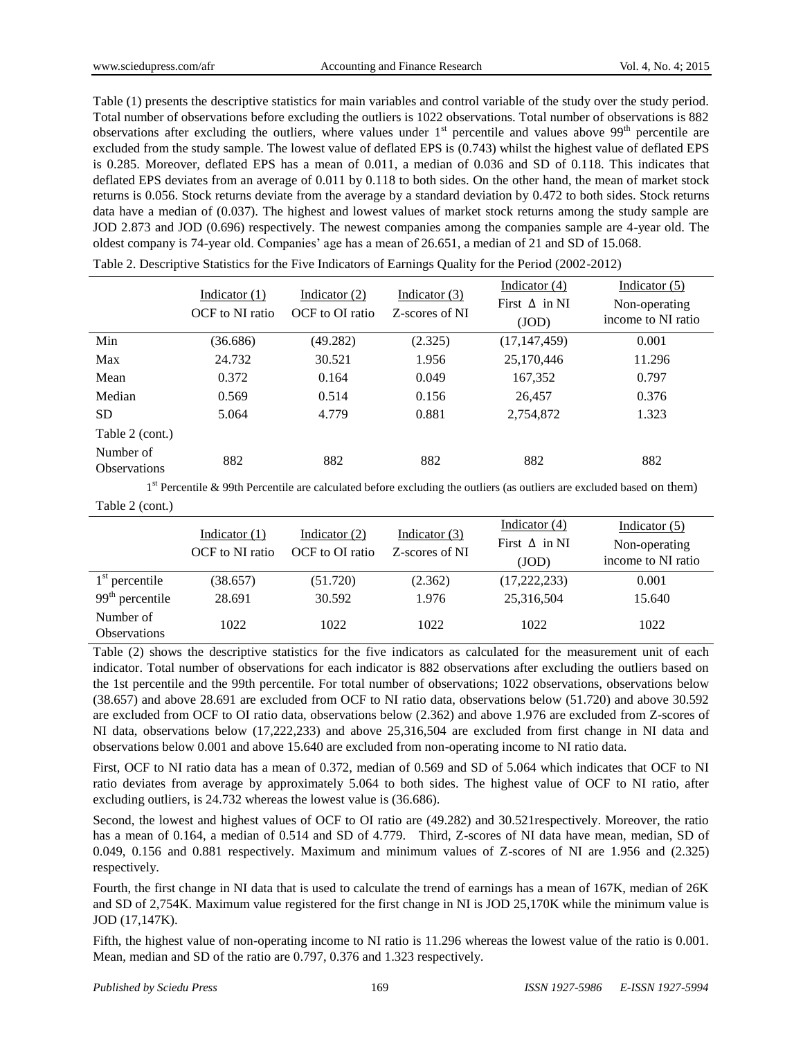Table (1) presents the descriptive statistics for main variables and control variable of the study over the study period. Total number of observations before excluding the outliers is 1022 observations. Total number of observations is 882 observations after excluding the outliers, where values under 1st percentile and values above 99th percentile are excluded from the study sample. The lowest value of deflated EPS is (0.743) whilst the highest value of deflated EPS is 0.285. Moreover, deflated EPS has a mean of 0.011, a median of 0.036 and SD of 0.118. This indicates that deflated EPS deviates from an average of 0.011 by 0.118 to both sides. On the other hand, the mean of market stock returns is 0.056. Stock returns deviate from the average by a standard deviation by 0.472 to both sides. Stock returns data have a median of (0.037). The highest and lowest values of market stock returns among the study sample are JOD 2.873 and JOD (0.696) respectively. The newest companies among the companies sample are 4-year old. The oldest company is 74-year old. Companies' age has a mean of 26.651, a median of 21 and SD of 15.068.

Table 2. Descriptive Statistics for the Five Indicators of Earnings Quality for the Period (2002-2012)

| | Indicator (1) OCF to NI ratio | Indicator (2) OCF to OI ratio | Indicator (3) Z-scores of NI | Indicator (4) First $\Delta$ in NI (JOD) | Indicator (5) Non-operating income to NI ratio |
|---|---|---|---|---|---|
| Min | (36.686) | (49.282) | (2.325) | (17,147,459) | 0.001 |
| Max | 24.732 | 30.521 | 1.956 | 25,170,446 | 11.296 |
| Mean | 0.372 | 0.164 | 0.049 | 167,352 | 0.797 |
| Median | 0.569 | 0.514 | 0.156 | 26,457 | 0.376 |
| SD | 5.064 | 4.779 | 0.881 | 2,754,872 | 1.323 |
| Table 2 (cont.) | | | | | |
| Number of Observations | 882 | 882 | 882 | 882 | 882 |

1st Percentile & 99th Percentile are calculated before excluding the outliers (as outliers are excluded based on them)

Table 2 (cont.)

| | Indicator (1) OCF to NI ratio | Indicator (2) OCF to OI ratio | Indicator (3) Z-scores of NI | Indicator (4) First $\Delta$ in NI (JOD) | Indicator (5) Non-operating income to NI ratio |
|---|---|---|---|---|---|
| 1st percentile | (38.657) | (51.720) | (2.362) | (17,222,233) | 0.001 |
| 99th percentile | 28.691 | 30.592 | 1.976 | 25,316,504 | 15.640 |
| Number of Observations | 1022 | 1022 | 1022 | 1022 | 1022 |

Table (2) shows the descriptive statistics for the five indicators as calculated for the measurement unit of each indicator. Total number of observations for each indicator is 882 observations after excluding the outliers based on the 1st percentile and the 99th percentile. For total number of observations; 1022 observations, observations below (38.657) and above 28.691 are excluded from OCF to NI ratio data, observations below (51.720) and above 30.592 are excluded from OCF to OI ratio data, observations below (2.362) and above 1.976 are excluded from Z-scores of NI data, observations below (17,222,233) and above 25,316,504 are excluded from first change in NI data and observations below 0.001 and above 15.640 are excluded from non-operating income to NI ratio data.

First, OCF to NI ratio data has a mean of 0.372, median of 0.569 and SD of 5.064 which indicates that OCF to NI ratio deviates from average by approximately 5.064 to both sides. The highest value of OCF to NI ratio, after excluding outliers, is 24.732 whereas the lowest value is (36.686).

Second, the lowest and highest values of OCF to OI ratio are (49.282) and 30.521respectively. Moreover, the ratio has a mean of 0.164, a median of 0.514 and SD of 4.779. Third, Z-scores of NI data have mean, median, SD of 0.049, 0.156 and 0.881 respectively. Maximum and minimum values of Z-scores of NI are 1.956 and (2.325) respectively.

Fourth, the first change in NI data that is used to calculate the trend of earnings has a mean of 167K, median of 26K and SD of 2,754K. Maximum value registered for the first change in NI is JOD 25,170K while the minimum value is JOD (17,147K).

Fifth, the highest value of non-operating income to NI ratio is 11.296 whereas the lowest value of the ratio is 0.001. Mean, median and SD of the ratio are 0.797, 0.376 and 1.323 respectively.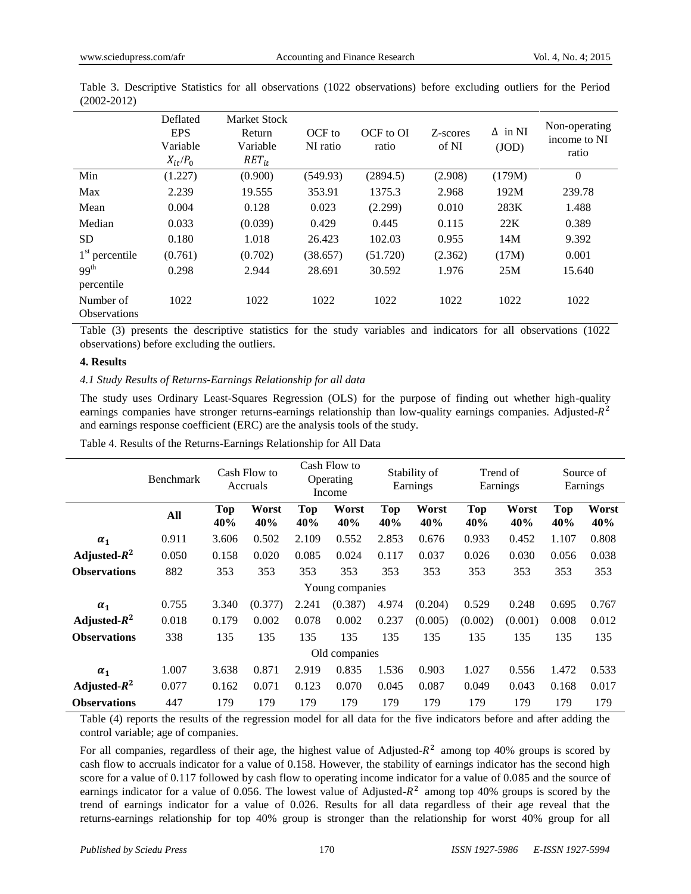Table 3. Descriptive Statistics for all observations (1022 observations) before excluding outliers for the Period (2002-2012)

| | Deflated EPS Variable $X_{it}/P_0$ | Market Stock Return Variable $RET_{it}$ | OCF to NI ratio | OCF to OI ratio | Z-scores of NI | $\Delta$ in NI (JOD) | Non-operating income to NI ratio |
|---|---|---|---|---|---|---|---|
| Min | (1.227) | (0.900) | (549.93) | (2894.5) | (2.908) | (179M) | 0 |
| Max | 2.239 | 19.555 | 353.91 | 1375.3 | 2.968 | 192M | 239.78 |
| Mean | 0.004 | 0.128 | 0.023 | (2.299) | 0.010 | 283K | 1.488 |
| Median | 0.033 | (0.039) | 0.429 | 0.445 | 0.115 | 22K | 0.389 |
| SD | 0.180 | 1.018 | 26.423 | 102.03 | 0.955 | 14M | 9.392 |
| 1st percentile | (0.761) | (0.702) | (38.657) | (51.720) | (2.362) | (17M) | 0.001 |
| 99th percentile | 0.298 | 2.944 | 28.691 | 30.592 | 1.976 | 25M | 15.640 |
| Number of Observations | 1022 | 1022 | 1022 | 1022 | 1022 | 1022 | 1022 |

Table (3) presents the descriptive statistics for the study variables and indicators for all observations (1022 observations) before excluding the outliers.

### 4. Results

#### *4.1 Study Results of Returns-Earnings Relationship for all data*

The study uses Ordinary Least-Squares Regression (OLS) for the purpose of finding out whether high-quality earnings companies have stronger returns-earnings relationship than low-quality earnings companies. Adjusted-$R^2$ and earnings response coefficient (ERC) are the analysis tools of the study.

Table 4. Results of the Returns-Earnings Relationship for All Data

| | Benchmark | Cash Flow to Accruals | | Cash Flow to Operating Income | | Stability of Earnings | | Trend of Earnings | | Source of Earnings | |
|---|---|---|---|---|---|---|---|---|---|---|---|
| | **All** | **Top 40%** | **Worst 40%** | **Top 40%** | **Worst 40%** | **Top 40%** | **Worst 40%** | **Top 40%** | **Worst 40%** | **Top 40%** | **Worst 40%** |
| $\alpha_1$ | 0.911 | 3.606 | 0.502 | 2.109 | 0.552 | 2.853 | 0.676 | 0.933 | 0.452 | 1.107 | 0.808 |
| **Adjusted-$R^2$** | 0.050 | 0.158 | 0.020 | 0.085 | 0.024 | 0.117 | 0.037 | 0.026 | 0.030 | 0.056 | 0.038 |
| **Observations** | 882 | 353 | 353 | 353 | 353 | 353 | 353 | 353 | 353 | 353 | 353 |
| | | | | | Young companies | | | | | | |
| $\alpha_1$ | 0.755 | 3.340 | (0.377) | 2.241 | (0.387) | 4.974 | (0.204) | 0.529 | 0.248 | 0.695 | 0.767 |
| **Adjusted-$R^2$** | 0.018 | 0.179 | 0.002 | 0.078 | 0.002 | 0.237 | (0.005) | (0.002) | (0.001) | 0.008 | 0.012 |
| **Observations** | 338 | 135 | 135 | 135 | 135 | 135 | 135 | 135 | 135 | 135 | 135 |
| | | | | | Old companies | | | | | | |
| $\alpha_1$ | 1.007 | 3.638 | 0.871 | 2.919 | 0.835 | 1.536 | 0.903 | 1.027 | 0.556 | 1.472 | 0.533 |
| **Adjusted-$R^2$** | 0.077 | 0.162 | 0.071 | 0.123 | 0.070 | 0.045 | 0.087 | 0.049 | 0.043 | 0.168 | 0.017 |
| **Observations** | 447 | 179 | 179 | 179 | 179 | 179 | 179 | 179 | 179 | 179 | 179 |

Table (4) reports the results of the regression model for all data for the five indicators before and after adding the control variable; age of companies.

For all companies, regardless of their age, the highest value of Adjusted-$R^2$ among top 40% groups is scored by cash flow to accruals indicator for a value of 0.158. However, the stability of earnings indicator has the second high score for a value of 0.117 followed by cash flow to operating income indicator for a value of 0.085 and the source of earnings indicator for a value of 0.056. The lowest value of Adjusted-$R^2$ among top 40% groups is scored by the trend of earnings indicator for a value of 0.026. Results for all data regardless of their age reveal that the returns-earnings relationship for top 40% group is stronger than the relationship for worst 40% group for all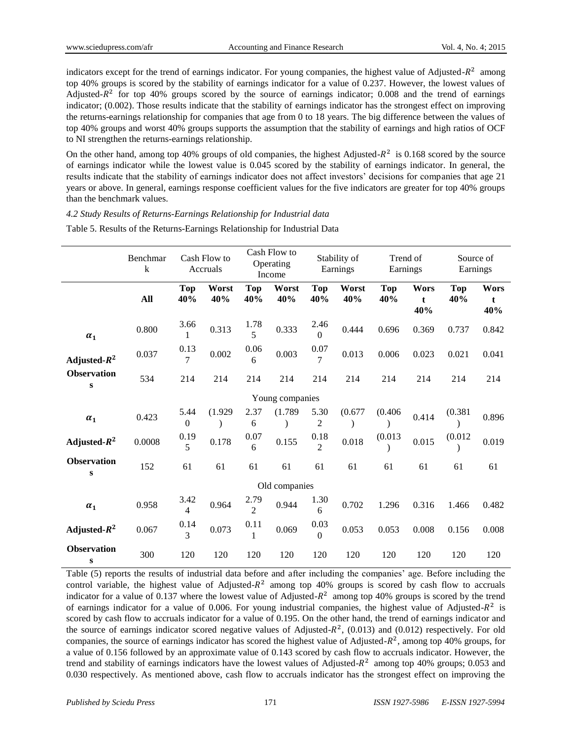indicators except for the trend of earnings indicator. For young companies, the highest value of Adjusted-$R^2$ among top 40% groups is scored by the stability of earnings indicator for a value of 0.237. However, the lowest values of Adjusted-$R^2$ for top 40% groups scored by the source of earnings indicator; 0.008 and the trend of earnings indicator; (0.002). Those results indicate that the stability of earnings indicator has the strongest effect on improving the returns-earnings relationship for companies that age from 0 to 18 years. The big difference between the values of top 40% groups and worst 40% groups supports the assumption that the stability of earnings and high ratios of OCF to NI strengthen the returns-earnings relationship.

On the other hand, among top 40% groups of old companies, the highest Adjusted-$R^2$ is 0.168 scored by the source of earnings indicator while the lowest value is 0.045 scored by the stability of earnings indicator. In general, the results indicate that the stability of earnings indicator does not affect investors' decisions for companies that age 21 years or above. In general, earnings response coefficient values for the five indicators are greater for top 40% groups than the benchmark values.

*4.2 Study Results of Returns-Earnings Relationship for Industrial data*

Table 5. Results of the Returns-Earnings Relationship for Industrial Data

| | Benchmark | Cash Flow to Accruals | | Cash Flow to Operating Income | | Stability of Earnings | | Trend of Earnings | | Source of Earnings | |
|---|---|---|---|---|---|---|---|---|---|---|---|
| | **All** | **Top 40%** | **Worst 40%** | **Top 40%** | **Worst 40%** | **Top 40%** | **Worst 40%** | **Top 40%** | **Worst 40%** | **Top 40%** | **Worst 40%** |
| $\boldsymbol{\alpha_1}$ | 0.800 | 3.661 | 0.313 | 1.785 | 0.333 | 2.460 | 0.444 | 0.696 | 0.369 | 0.737 | 0.842 |
| **Adjusted-$\boldsymbol{R^2}$** | 0.037 | 0.137 | 0.002 | 0.066 | 0.003 | 0.077 | 0.013 | 0.006 | 0.023 | 0.021 | 0.041 |
| **Observations** | 534 | 214 | 214 | 214 | 214 | 214 | 214 | 214 | 214 | 214 | 214 |
| | | | | | Young companies | | | | | | |
| $\boldsymbol{\alpha_1}$ | 0.423 | 5.440 | (1.929) | 2.376 | (1.789) | 5.302 | (0.677) | (0.406) | 0.414 | (0.381) | 0.896 |
| **Adjusted-$\boldsymbol{R^2}$** | 0.0008 | 0.195 | 0.178 | 0.076 | 0.155 | 0.182 | 0.018 | (0.013) | 0.015 | (0.012) | 0.019 |
| **Observations** | 152 | 61 | 61 | 61 | 61 | 61 | 61 | 61 | 61 | 61 | 61 |
| | | | | | Old companies | | | | | | |
| $\boldsymbol{\alpha_1}$ | 0.958 | 3.424 | 0.964 | 2.792 | 0.944 | 1.306 | 0.702 | 1.296 | 0.316 | 1.466 | 0.482 |
| **Adjusted-$\boldsymbol{R^2}$** | 0.067 | 0.143 | 0.073 | 0.111 | 0.069 | 0.030 | 0.053 | 0.053 | 0.008 | 0.156 | 0.008 |
| **Observations** | 300 | 120 | 120 | 120 | 120 | 120 | 120 | 120 | 120 | 120 | 120 |

Table (5) reports the results of industrial data before and after including the companies' age. Before including the control variable, the highest value of Adjusted-$R^2$ among top 40% groups is scored by cash flow to accruals indicator for a value of 0.137 where the lowest value of Adjusted-$R^2$ among top 40% groups is scored by the trend of earnings indicator for a value of 0.006. For young industrial companies, the highest value of Adjusted-$R^2$ is scored by cash flow to accruals indicator for a value of 0.195. On the other hand, the trend of earnings indicator and the source of earnings indicator scored negative values of Adjusted-$R^2$, (0.013) and (0.012) respectively. For old companies, the source of earnings indicator has scored the highest value of Adjusted-$R^2$, among top 40% groups, for a value of 0.156 followed by an approximate value of 0.143 scored by cash flow to accruals indicator. However, the trend and stability of earnings indicators have the lowest values of Adjusted-$R^2$ among top 40% groups; 0.053 and 0.030 respectively. As mentioned above, cash flow to accruals indicator has the strongest effect on improving the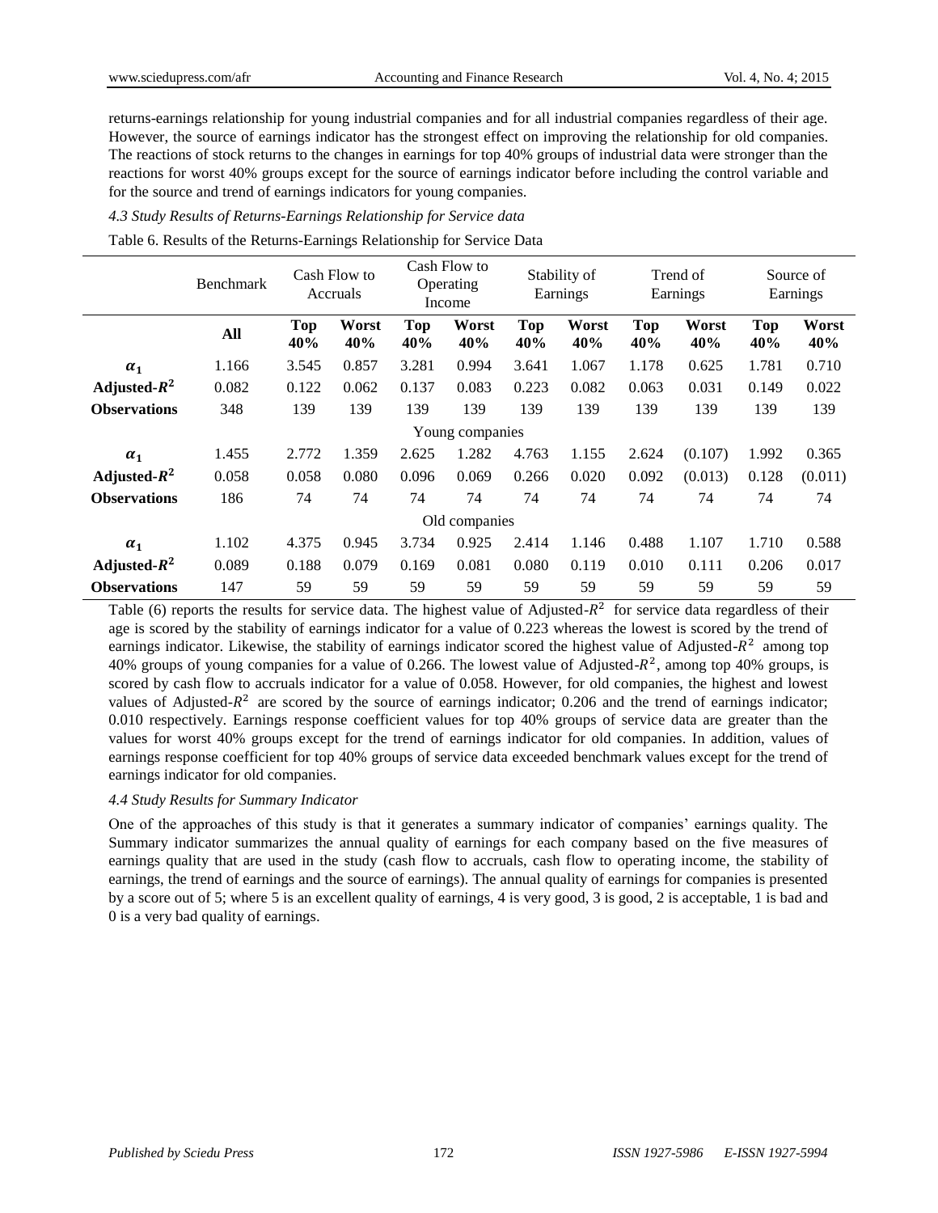returns-earnings relationship for young industrial companies and for all industrial companies regardless of their age. However, the source of earnings indicator has the strongest effect on improving the relationship for old companies. The reactions of stock returns to the changes in earnings for top 40% groups of industrial data were stronger than the reactions for worst 40% groups except for the source of earnings indicator before including the control variable and for the source and trend of earnings indicators for young companies.

### *4.3 Study Results of Returns-Earnings Relationship for Service data*

Table 6. Results of the Returns-Earnings Relationship for Service Data

| | Benchmark | Cash Flow to Accruals | | Cash Flow to Operating Income | | Stability of Earnings | | Trend of Earnings | | Source of Earnings | |
|---|---|---|---|---|---|---|---|---|---|---|---|
| | **All** | **Top 40%** | **Worst 40%** | **Top 40%** | **Worst 40%** | **Top 40%** | **Worst 40%** | **Top 40%** | **Worst 40%** | **Top 40%** | **Worst 40%** |
| $\alpha_1$ | 1.166 | 3.545 | 0.857 | 3.281 | 0.994 | 3.641 | 1.067 | 1.178 | 0.625 | 1.781 | 0.710 |
| **Adjusted-$R^2$** | 0.082 | 0.122 | 0.062 | 0.137 | 0.083 | 0.223 | 0.082 | 0.063 | 0.031 | 0.149 | 0.022 |
| **Observations** | 348 | 139 | 139 | 139 | 139 | 139 | 139 | 139 | 139 | 139 | 139 |
| | | | | | Young companies | | | | | | |
| $\alpha_1$ | 1.455 | 2.772 | 1.359 | 2.625 | 1.282 | 4.763 | 1.155 | 2.624 | (0.107) | 1.992 | 0.365 |
| **Adjusted-$R^2$** | 0.058 | 0.058 | 0.080 | 0.096 | 0.069 | 0.266 | 0.020 | 0.092 | (0.013) | 0.128 | (0.011) |
| **Observations** | 186 | 74 | 74 | 74 | 74 | 74 | 74 | 74 | 74 | 74 | 74 |
| | | | | | Old companies | | | | | | |
| $\alpha_1$ | 1.102 | 4.375 | 0.945 | 3.734 | 0.925 | 2.414 | 1.146 | 0.488 | 1.107 | 1.710 | 0.588 |
| **Adjusted-$R^2$** | 0.089 | 0.188 | 0.079 | 0.169 | 0.081 | 0.080 | 0.119 | 0.010 | 0.111 | 0.206 | 0.017 |
| **Observations** | 147 | 59 | 59 | 59 | 59 | 59 | 59 | 59 | 59 | 59 | 59 |

Table (6) reports the results for service data. The highest value of Adjusted-$R^2$ for service data regardless of their age is scored by the stability of earnings indicator for a value of 0.223 whereas the lowest is scored by the trend of earnings indicator. Likewise, the stability of earnings indicator scored the highest value of Adjusted-$R^2$ among top 40% groups of young companies for a value of 0.266. The lowest value of Adjusted-$R^2$, among top 40% groups, is scored by cash flow to accruals indicator for a value of 0.058. However, for old companies, the highest and lowest values of Adjusted-$R^2$ are scored by the source of earnings indicator; 0.206 and the trend of earnings indicator; 0.010 respectively. Earnings response coefficient values for top 40% groups of service data are greater than the values for worst 40% groups except for the trend of earnings indicator for old companies. In addition, values of earnings response coefficient for top 40% groups of service data exceeded benchmark values except for the trend of earnings indicator for old companies.

### *4.4 Study Results for Summary Indicator*

One of the approaches of this study is that it generates a summary indicator of companies' earnings quality. The Summary indicator summarizes the annual quality of earnings for each company based on the five measures of earnings quality that are used in the study (cash flow to accruals, cash flow to operating income, the stability of earnings, the trend of earnings and the source of earnings). The annual quality of earnings for companies is presented by a score out of 5; where 5 is an excellent quality of earnings, 4 is very good, 3 is good, 2 is acceptable, 1 is bad and 0 is a very bad quality of earnings.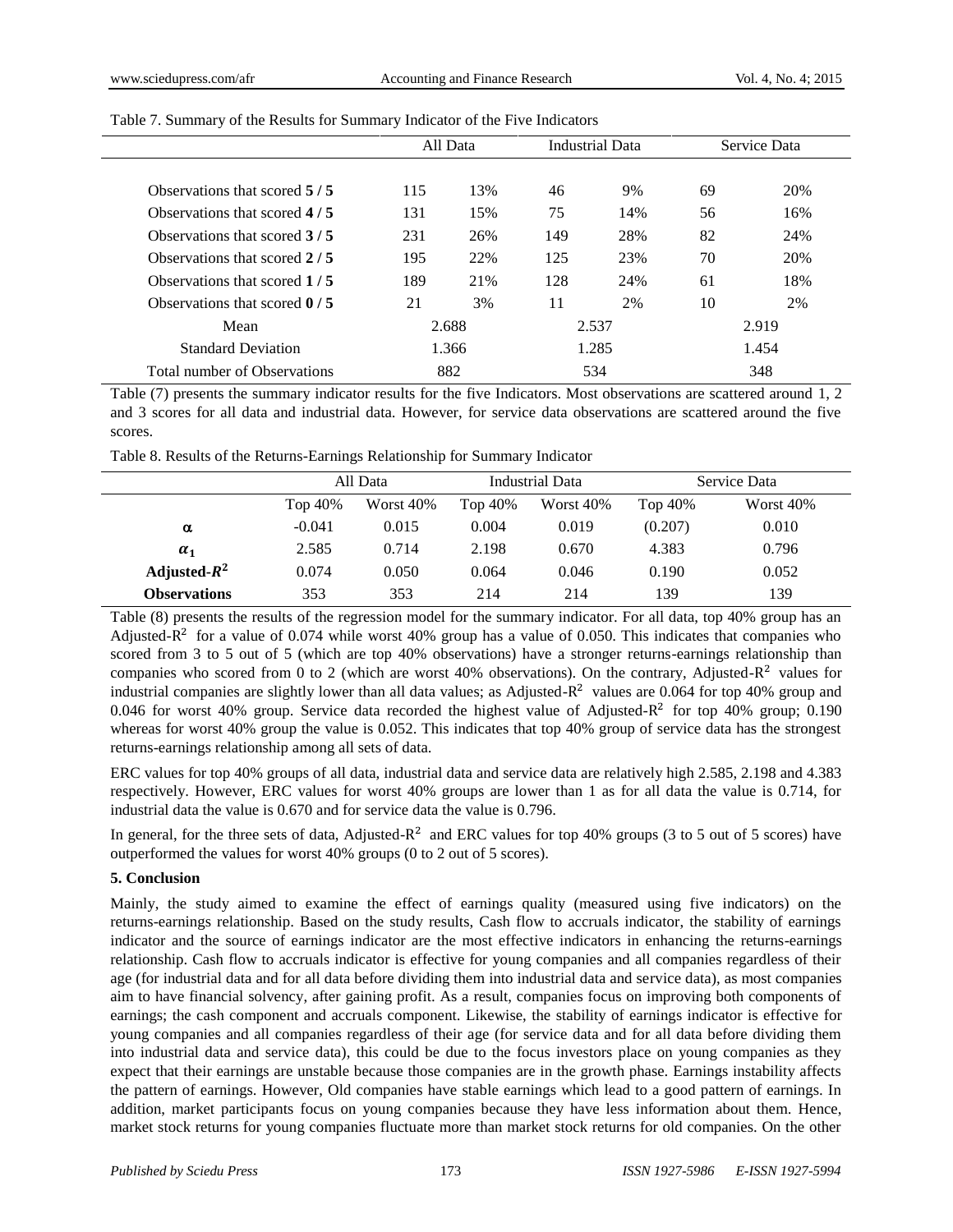Table 7. Summary of the Results for Summary Indicator of the Five Indicators

| | All Data | | Industrial Data | | Service Data | |
|---|---|---|---|---|---|---|
| Observations that scored **5 / 5** | 115 | 13% | 46 | 9% | 69 | 20% |
| Observations that scored **4 / 5** | 131 | 15% | 75 | 14% | 56 | 16% |
| Observations that scored **3 / 5** | 231 | 26% | 149 | 28% | 82 | 24% |
| Observations that scored **2 / 5** | 195 | 22% | 125 | 23% | 70 | 20% |
| Observations that scored **1 / 5** | 189 | 21% | 128 | 24% | 61 | 18% |
| Observations that scored **0 / 5** | 21 | 3% | 11 | 2% | 10 | 2% |
| Mean | 2.688 | | 2.537 | | 2.919 | |
| Standard Deviation | 1.366 | | 1.285 | | 1.454 | |
| Total number of Observations | 882 | | 534 | | 348 | |

Table (7) presents the summary indicator results for the five Indicators. Most observations are scattered around 1, 2 and 3 scores for all data and industrial data. However, for service data observations are scattered around the five scores.

Table 8. Results of the Returns-Earnings Relationship for Summary Indicator

| | All Data | | Industrial Data | | Service Data | |
|---|---|---|---|---|---|---|
| | Top 40% | Worst 40% | Top 40% | Worst 40% | Top 40% | Worst 40% |
| $\alpha$ | -0.041 | 0.015 | 0.004 | 0.019 | (0.207) | 0.010 |
| $\alpha_1$ | 2.585 | 0.714 | 2.198 | 0.670 | 4.383 | 0.796 |
| **Adjusted-$R^2$** | 0.074 | 0.050 | 0.064 | 0.046 | 0.190 | 0.052 |
| **Observations** | 353 | 353 | 214 | 214 | 139 | 139 |

Table (8) presents the results of the regression model for the summary indicator. For all data, top 40% group has an Adjusted-$R^2$ for a value of 0.074 while worst 40% group has a value of 0.050. This indicates that companies who scored from 3 to 5 out of 5 (which are top 40% observations) have a stronger returns-earnings relationship than companies who scored from 0 to 2 (which are worst 40% observations). On the contrary, Adjusted-$R^2$ values for industrial companies are slightly lower than all data values; as Adjusted-$R^2$ values are 0.064 for top 40% group and 0.046 for worst 40% group. Service data recorded the highest value of Adjusted-$R^2$ for top 40% group; 0.190 whereas for worst 40% group the value is 0.052. This indicates that top 40% group of service data has the strongest returns-earnings relationship among all sets of data.

ERC values for top 40% groups of all data, industrial data and service data are relatively high 2.585, 2.198 and 4.383 respectively. However, ERC values for worst 40% groups are lower than 1 as for all data the value is 0.714, for industrial data the value is 0.670 and for service data the value is 0.796.

In general, for the three sets of data, Adjusted-$R^2$ and ERC values for top 40% groups (3 to 5 out of 5 scores) have outperformed the values for worst 40% groups (0 to 2 out of 5 scores).

## 5. Conclusion

Mainly, the study aimed to examine the effect of earnings quality (measured using five indicators) on the returns-earnings relationship. Based on the study results, Cash flow to accruals indicator, the stability of earnings indicator and the source of earnings indicator are the most effective indicators in enhancing the returns-earnings relationship. Cash flow to accruals indicator is effective for young companies and all companies regardless of their age (for industrial data and for all data before dividing them into industrial data and service data), as most companies aim to have financial solvency, after gaining profit. As a result, companies focus on improving both components of earnings; the cash component and accruals component. Likewise, the stability of earnings indicator is effective for young companies and all companies regardless of their age (for service data and for all data before dividing them into industrial data and service data), this could be due to the focus investors place on young companies as they expect that their earnings are unstable because those companies are in the growth phase. Earnings instability affects the pattern of earnings. However, Old companies have stable earnings which lead to a good pattern of earnings. In addition, market participants focus on young companies because they have less information about them. Hence, market stock returns for young companies fluctuate more than market stock returns for old companies. On the other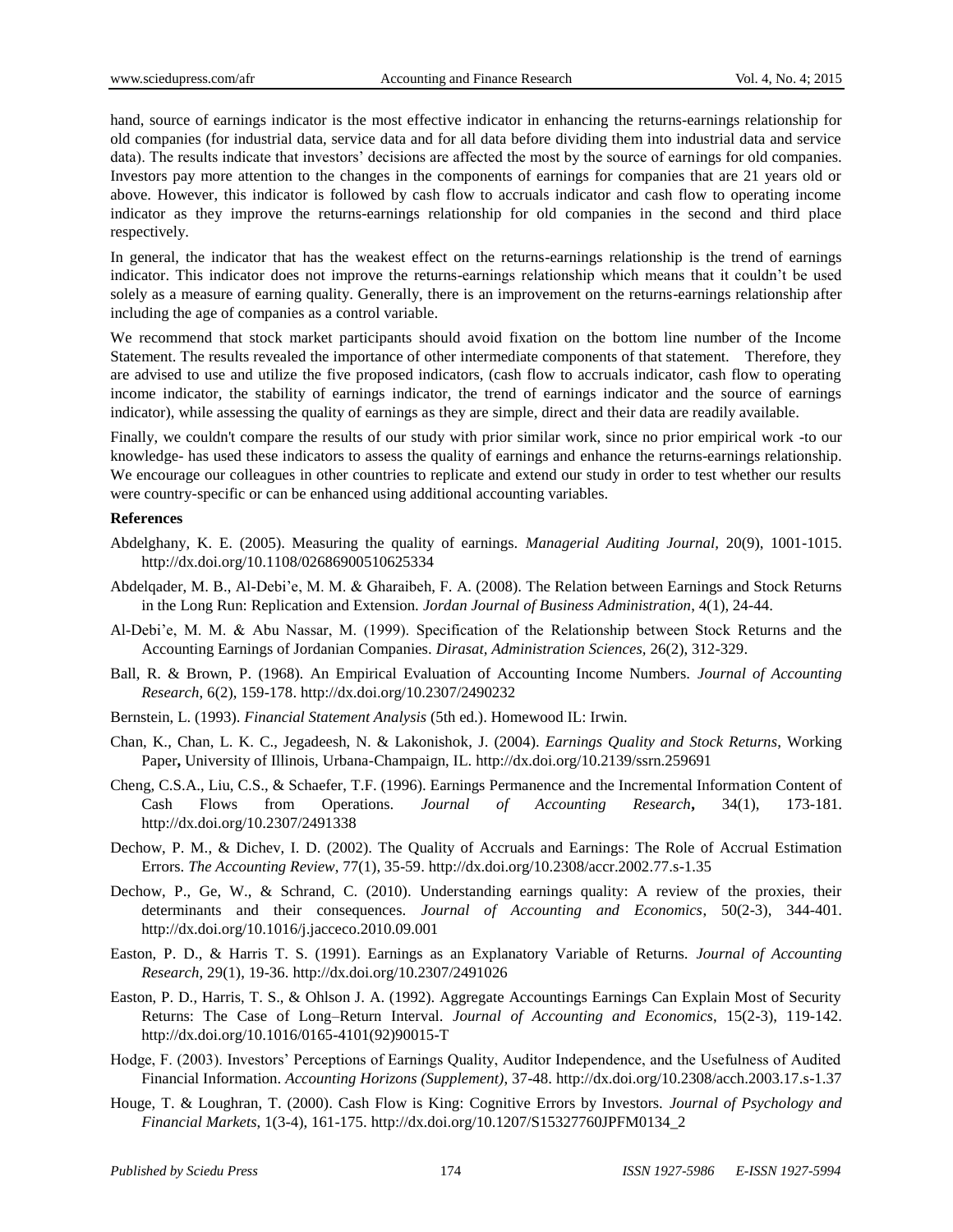hand, source of earnings indicator is the most effective indicator in enhancing the returns-earnings relationship for old companies (for industrial data, service data and for all data before dividing them into industrial data and service data). The results indicate that investors' decisions are affected the most by the source of earnings for old companies. Investors pay more attention to the changes in the components of earnings for companies that are 21 years old or above. However, this indicator is followed by cash flow to accruals indicator and cash flow to operating income indicator as they improve the returns-earnings relationship for old companies in the second and third place respectively.

In general, the indicator that has the weakest effect on the returns-earnings relationship is the trend of earnings indicator. This indicator does not improve the returns-earnings relationship which means that it couldn't be used solely as a measure of earning quality. Generally, there is an improvement on the returns-earnings relationship after including the age of companies as a control variable.

We recommend that stock market participants should avoid fixation on the bottom line number of the Income Statement. The results revealed the importance of other intermediate components of that statement. Therefore, they are advised to use and utilize the five proposed indicators, (cash flow to accruals indicator, cash flow to operating income indicator, the stability of earnings indicator, the trend of earnings indicator and the source of earnings indicator), while assessing the quality of earnings as they are simple, direct and their data are readily available.

Finally, we couldn't compare the results of our study with prior similar work, since no prior empirical work -to our knowledge- has used these indicators to assess the quality of earnings and enhance the returns-earnings relationship. We encourage our colleagues in other countries to replicate and extend our study in order to test whether our results were country-specific or can be enhanced using additional accounting variables.

**References**

Abdelghany, K. E. (2005). Measuring the quality of earnings. *Managerial Auditing Journal,* 20(9), 1001-1015. http://dx.doi.org/10.1108/02686900510625334

Abdelqader, M. B., Al-Debi'e, M. M. & Gharaibeh, F. A. (2008). The Relation between Earnings and Stock Returns in the Long Run: Replication and Extension. *Jordan Journal of Business Administration*, 4(1), 24-44.

Al-Debi'e, M. M. & Abu Nassar, M. (1999). Specification of the Relationship between Stock Returns and the Accounting Earnings of Jordanian Companies. *Dirasat, Administration Sciences,* 26(2), 312-329.

Ball, R. & Brown, P. (1968). An Empirical Evaluation of Accounting Income Numbers. *Journal of Accounting Research*, 6(2), 159-178. http://dx.doi.org/10.2307/2490232

Bernstein, L. (1993). *Financial Statement Analysis* (5th ed.). Homewood IL: Irwin.

Chan, K., Chan, L. K. C., Jegadeesh, N. & Lakonishok, J. (2004). *Earnings Quality and Stock Returns*, Working Paper**,** University of Illinois, Urbana-Champaign, IL. http://dx.doi.org/10.2139/ssrn.259691

Cheng, C.S.A., Liu, C.S., & Schaefer, T.F. (1996). Earnings Permanence and the Incremental Information Content of Cash Flows from Operations. *Journal of Accounting Research***,** 34(1), 173-181. http://dx.doi.org/10.2307/2491338

Dechow, P. M., & Dichev, I. D. (2002). The Quality of Accruals and Earnings: The Role of Accrual Estimation Errors. *The Accounting Review*, 77(1), 35-59. http://dx.doi.org/10.2308/accr.2002.77.s-1.35

Dechow, P., Ge, W., & Schrand, C. (2010). Understanding earnings quality: A review of the proxies, their determinants and their consequences. *Journal of Accounting and Economics*, 50(2-3), 344-401. http://dx.doi.org/10.1016/j.jacceco.2010.09.001

Easton, P. D., & Harris T. S. (1991). Earnings as an Explanatory Variable of Returns. *Journal of Accounting Research*, 29(1), 19-36. http://dx.doi.org/10.2307/2491026

Easton, P. D., Harris, T. S., & Ohlson J. A. (1992). Aggregate Accountings Earnings Can Explain Most of Security Returns: The Case of Long–Return Interval. *Journal of Accounting and Economics*, 15(2-3), 119-142. http://dx.doi.org/10.1016/0165-4101(92)90015-T

Hodge, F. (2003). Investors' Perceptions of Earnings Quality, Auditor Independence, and the Usefulness of Audited Financial Information. *Accounting Horizons (Supplement)*, 37-48. http://dx.doi.org/10.2308/acch.2003.17.s-1.37

Houge, T. & Loughran, T. (2000). Cash Flow is King: Cognitive Errors by Investors. *Journal of Psychology and Financial Markets*, 1(3-4), 161-175. http://dx.doi.org/10.1207/S15327760JPFM0134_2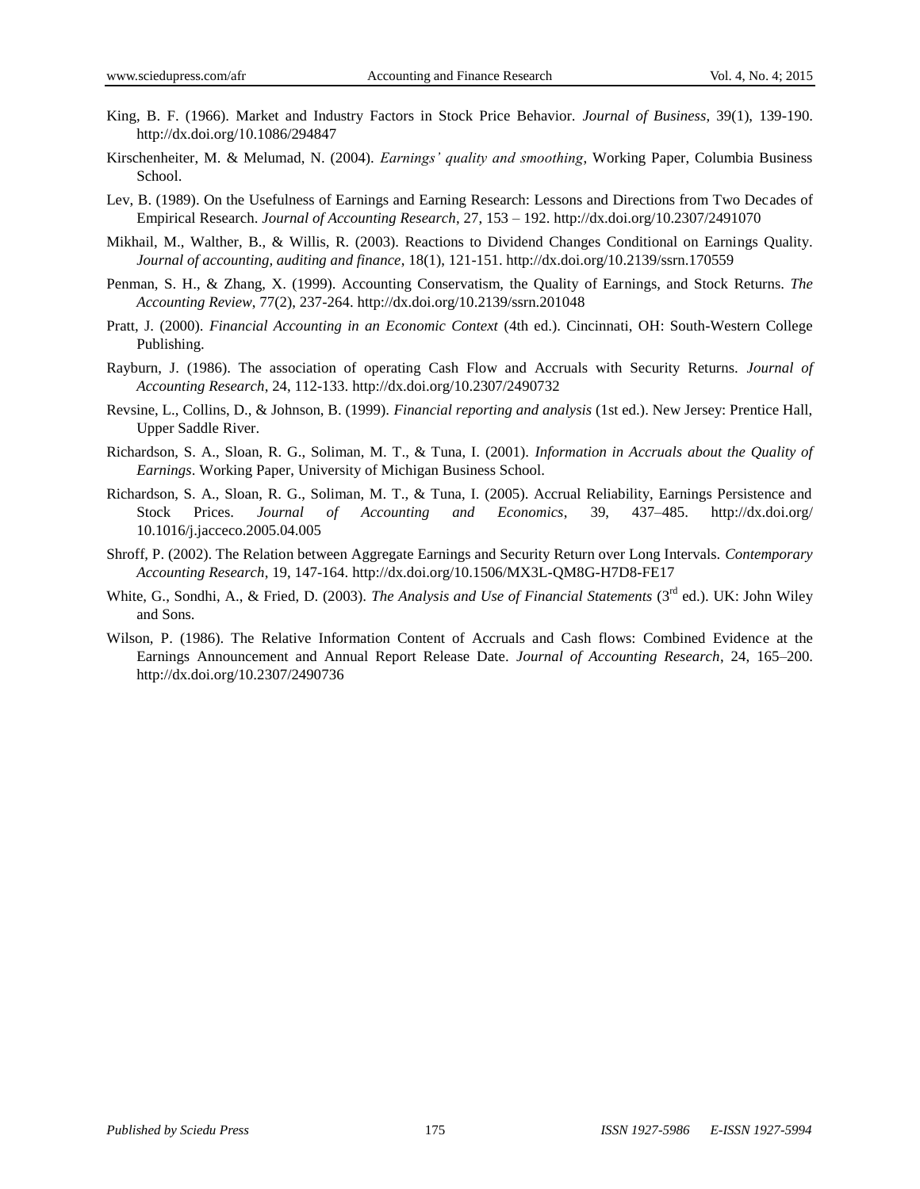King, B. F. (1966). Market and Industry Factors in Stock Price Behavior. *Journal of Business*, 39(1), 139-190. http://dx.doi.org/10.1086/294847

Kirschenheiter, M. & Melumad, N. (2004). *Earnings' quality and smoothing*, Working Paper, Columbia Business School.

Lev, B. (1989). On the Usefulness of Earnings and Earning Research: Lessons and Directions from Two Decades of Empirical Research. *Journal of Accounting Research*, 27, 153 – 192. http://dx.doi.org/10.2307/2491070

Mikhail, M., Walther, B., & Willis, R. (2003). Reactions to Dividend Changes Conditional on Earnings Quality. *Journal of accounting, auditing and finance*, 18(1), 121-151. http://dx.doi.org/10.2139/ssrn.170559

Penman, S. H., & Zhang, X. (1999). Accounting Conservatism, the Quality of Earnings, and Stock Returns. *The Accounting Review*, 77(2), 237-264. http://dx.doi.org/10.2139/ssrn.201048

Pratt, J. (2000). *Financial Accounting in an Economic Context* (4th ed.). Cincinnati, OH: South-Western College Publishing.

Rayburn, J. (1986). The association of operating Cash Flow and Accruals with Security Returns. *Journal of Accounting Research*, 24, 112-133. http://dx.doi.org/10.2307/2490732

Revsine, L., Collins, D., & Johnson, B. (1999). *Financial reporting and analysis* (1st ed.). New Jersey: Prentice Hall, Upper Saddle River.

Richardson, S. A., Sloan, R. G., Soliman, M. T., & Tuna, I. (2001). *Information in Accruals about the Quality of Earnings*. Working Paper, University of Michigan Business School.

Richardson, S. A., Sloan, R. G., Soliman, M. T., & Tuna, I. (2005). Accrual Reliability, Earnings Persistence and Stock Prices. *Journal of Accounting and Economics*, 39, 437–485. http://dx.doi.org/10.1016/j.jacceco.2005.04.005

Shroff, P. (2002). The Relation between Aggregate Earnings and Security Return over Long Intervals. *Contemporary Accounting Research*, 19, 147-164. http://dx.doi.org/10.1506/MX3L-QM8G-H7D8-FE17

White, G., Sondhi, A., & Fried, D. (2003). *The Analysis and Use of Financial Statements* (3rd ed.). UK: John Wiley and Sons.

Wilson, P. (1986). The Relative Information Content of Accruals and Cash flows: Combined Evidence at the Earnings Announcement and Annual Report Release Date. *Journal of Accounting Research*, 24, 165–200. http://dx.doi.org/10.2307/2490736